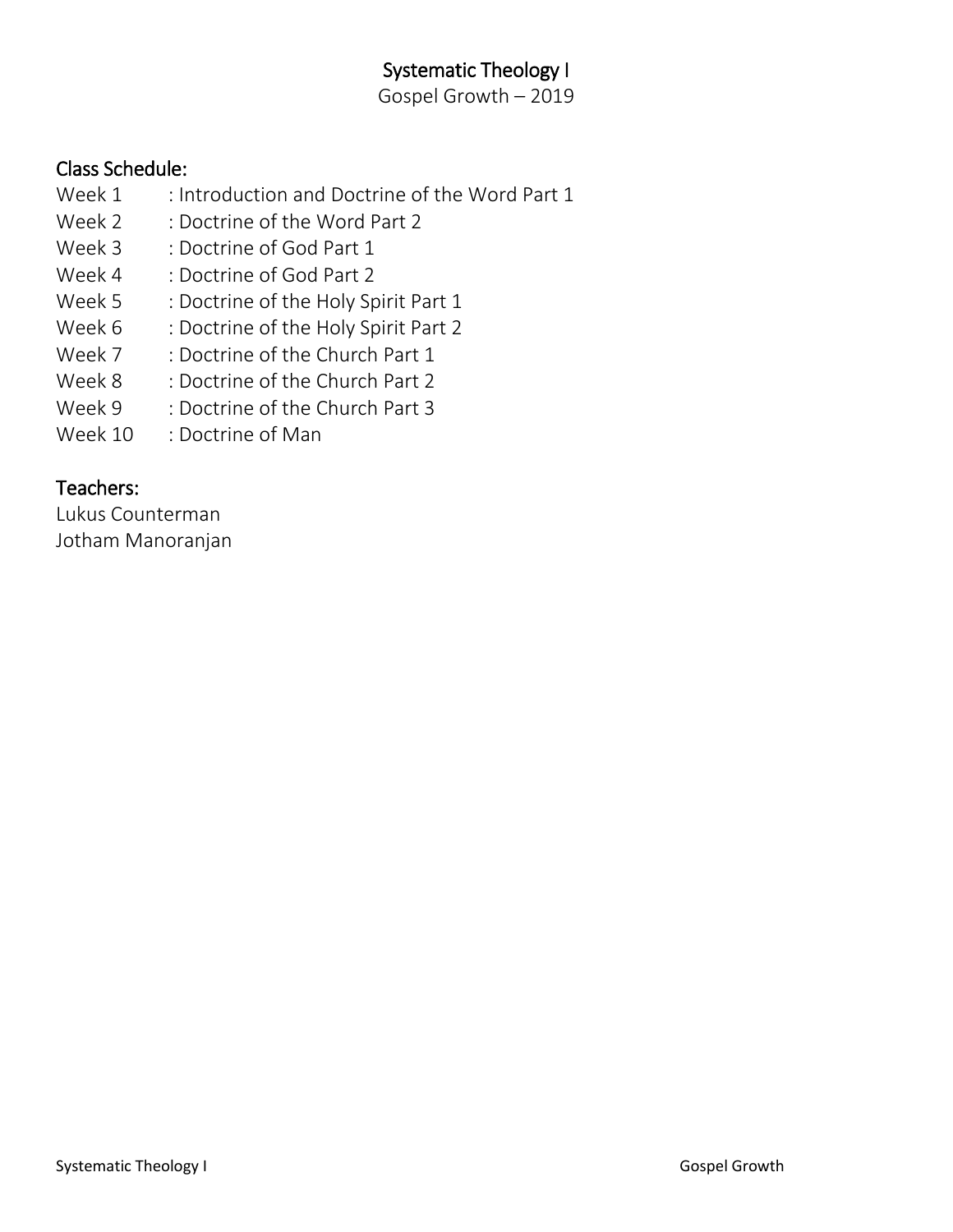# Systematic Theology I

Gospel Growth – 2019

## Class Schedule:

Week 1 : Introduction and Doctrine of the Word Part 1
Week 2 : Doctrine of the Word Part 2
Week 3 : Doctrine of God Part 1
Week 4 : Doctrine of God Part 2
Week 5 : Doctrine of the Holy Spirit Part 1
Week 6 : Doctrine of the Holy Spirit Part 2
Week 7 : Doctrine of the Church Part 1
Week 8 : Doctrine of the Church Part 2
Week 9 : Doctrine of the Church Part 3
Week 10 : Doctrine of Man

## Teachers:

Lukus Counterman
Jotham Manoranjan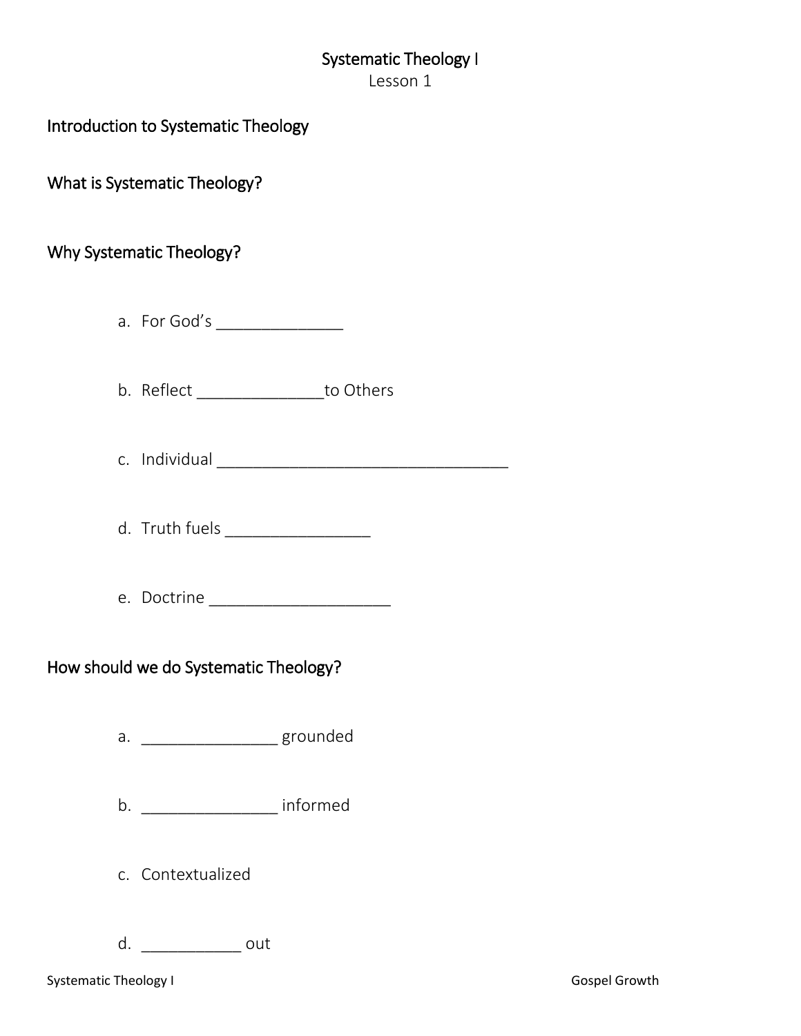# Systematic Theology I

Lesson 1

## Introduction to Systematic Theology

## What is Systematic Theology?

## Why Systematic Theology?

a. For God's ______________

b. Reflect ______________to Others

c. Individual _________________________________

d. Truth fuels ________________

e. Doctrine ____________________

## How should we do Systematic Theology?

a. _______________ grounded

b. _______________ informed

c. Contextualized

d. ___________ out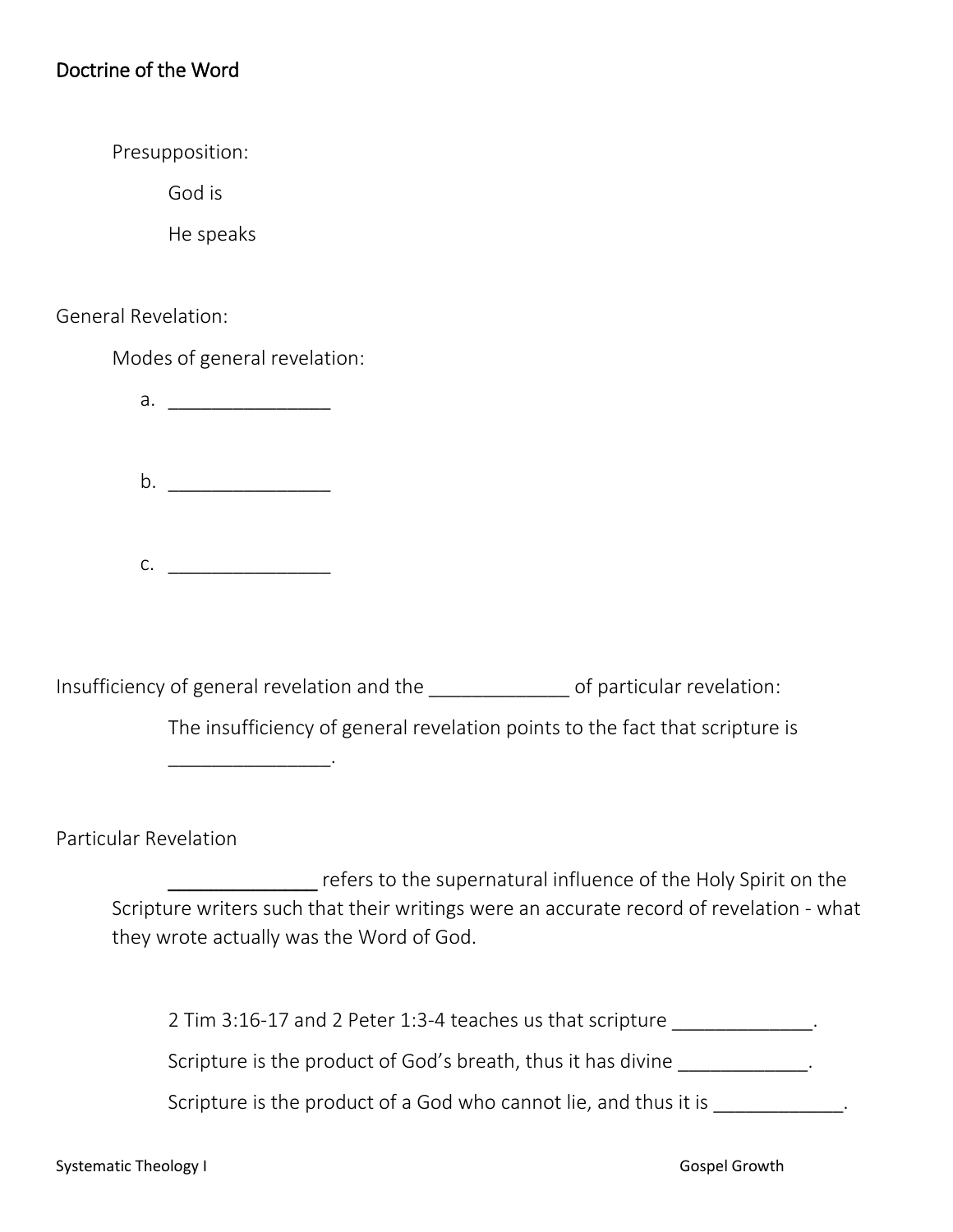# Doctrine of the Word

Presupposition:

God is

He speaks

## General Revelation:

Modes of general revelation:

a. _______________

b. _______________

c. _______________

## Insufficiency of general revelation and the _____________ of particular revelation:

The insufficiency of general revelation points to the fact that scripture is _______________.

## Particular Revelation

_____________ refers to the supernatural influence of the Holy Spirit on the Scripture writers such that their writings were an accurate record of revelation - what they wrote actually was the Word of God.

2 Tim 3:16-17 and 2 Peter 1:3-4 teaches us that scripture _____________.

Scripture is the product of God's breath, thus it has divine ____________.

Scripture is the product of a God who cannot lie, and thus it is ____________.